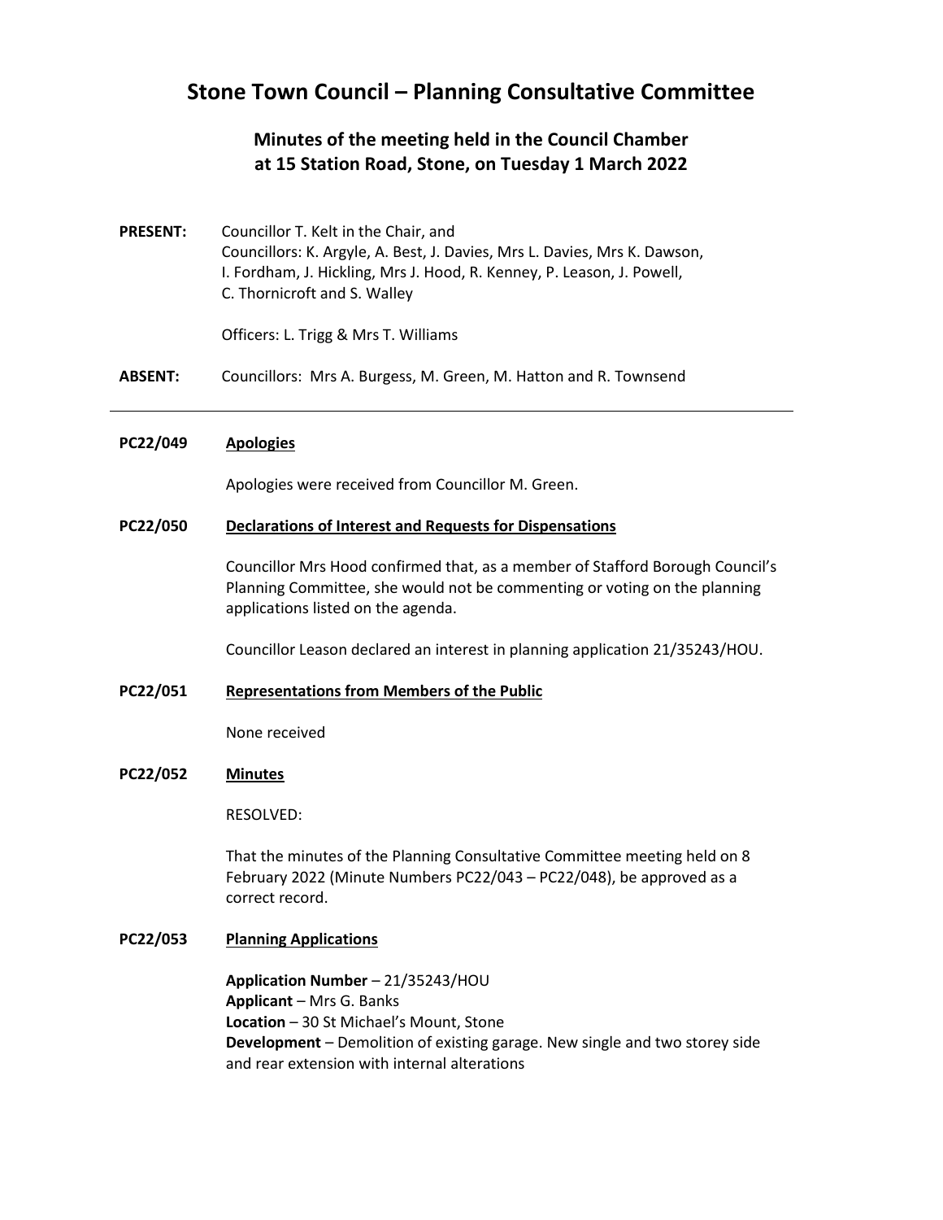# Stone Town Council – Planning Consultative Committee

## Minutes of the meeting held in the Council Chamber at 15 Station Road, Stone, on Tuesday 1 March 2022

**PRESENT:** Councillor T. Kelt in the Chair, and
Councillors: K. Argyle, A. Best, J. Davies, Mrs L. Davies, Mrs K. Dawson, I. Fordham, J. Hickling, Mrs J. Hood, R. Kenney, P. Leason, J. Powell, C. Thornicroft and S. Walley

Officers: L. Trigg & Mrs T. Williams

**ABSENT:** Councillors: Mrs A. Burgess, M. Green, M. Hatton and R. Townsend

---

**PC22/049** **Apologies**

Apologies were received from Councillor M. Green.

**PC22/050** **Declarations of Interest and Requests for Dispensations**

Councillor Mrs Hood confirmed that, as a member of Stafford Borough Council's Planning Committee, she would not be commenting or voting on the planning applications listed on the agenda.

Councillor Leason declared an interest in planning application 21/35243/HOU.

**PC22/051** **Representations from Members of the Public**

None received

**PC22/052** **Minutes**

RESOLVED:

That the minutes of the Planning Consultative Committee meeting held on 8 February 2022 (Minute Numbers PC22/043 – PC22/048), be approved as a correct record.

**PC22/053** **Planning Applications**

**Application Number** – 21/35243/HOU
**Applicant** – Mrs G. Banks
**Location** – 30 St Michael's Mount, Stone
**Development** – Demolition of existing garage. New single and two storey side and rear extension with internal alterations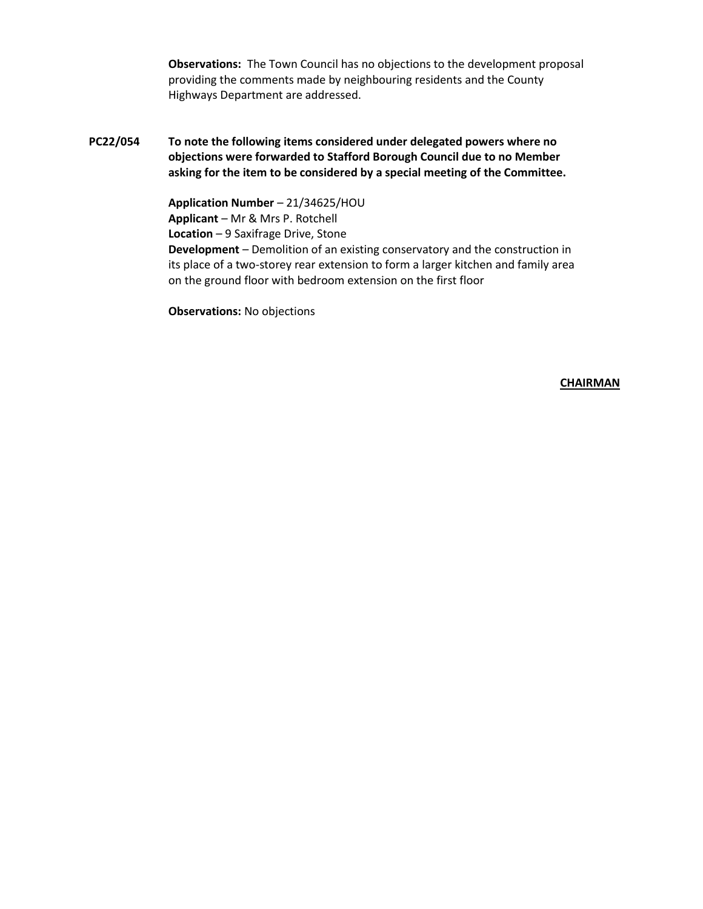**Observations:** The Town Council has no objections to the development proposal providing the comments made by neighbouring residents and the County Highways Department are addressed.

**PC22/054 To note the following items considered under delegated powers where no objections were forwarded to Stafford Borough Council due to no Member asking for the item to be considered by a special meeting of the Committee.**

**Application Number** – 21/34625/HOU
**Applicant** – Mr & Mrs P. Rotchell
**Location** – 9 Saxifrage Drive, Stone
**Development** – Demolition of an existing conservatory and the construction in its place of a two-storey rear extension to form a larger kitchen and family area on the ground floor with bedroom extension on the first floor

**Observations:** No objections

**CHAIRMAN**